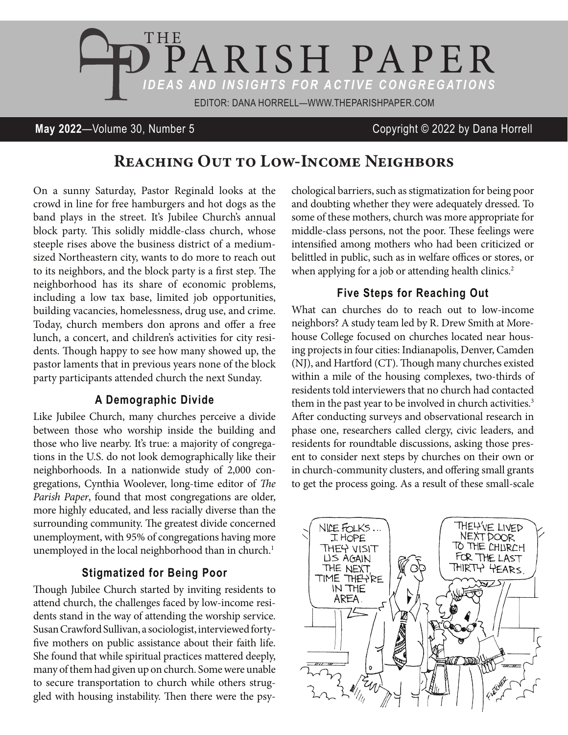# The Parish Paper

*Ideas and Insights for Active Congregations*

Editor: Dana Horrell—www.theparishpaper.com

**May 2022**—Volume 30, Number 5 Copyright © 2022 by Dana Horrell

## Reaching Out to Low-Income Neighbors

On a sunny Saturday, Pastor Reginald looks at the crowd in line for free hamburgers and hot dogs as the band plays in the street. It's Jubilee Church's annual block party. This solidly middle-class church, whose steeple rises above the business district of a medium-sized Northeastern city, wants to do more to reach out to its neighbors, and the block party is a first step. The neighborhood has its share of economic problems, including a low tax base, limited job opportunities, building vacancies, homelessness, drug use, and crime. Today, church members don aprons and offer a free lunch, a concert, and children's activities for city residents. Though happy to see how many showed up, the pastor laments that in previous years none of the block party participants attended church the next Sunday.

### A Demographic Divide

Like Jubilee Church, many churches perceive a divide between those who worship inside the building and those who live nearby. It's true: a majority of congregations in the U.S. do not look demographically like their neighborhoods. In a nationwide study of 2,000 congregations, Cynthia Woolever, long-time editor of *The Parish Paper*, found that most congregations are older, more highly educated, and less racially diverse than the surrounding community. The greatest divide concerned unemployment, with 95% of congregations having more unemployed in the local neighborhood than in church.[1]

### Stigmatized for Being Poor

Though Jubilee Church started by inviting residents to attend church, the challenges faced by low-income residents stand in the way of attending the worship service. Susan Crawford Sullivan, a sociologist, interviewed forty-five mothers on public assistance about their faith life. She found that while spiritual practices mattered deeply, many of them had given up on church. Some were unable to secure transportation to church while others struggled with housing instability. Then there were the psychological barriers, such as stigmatization for being poor and doubting whether they were adequately dressed. To some of these mothers, church was more appropriate for middle-class persons, not the poor. These feelings were intensified among mothers who had been criticized or belittled in public, such as in welfare offices or stores, or when applying for a job or attending health clinics.[2]

### Five Steps for Reaching Out

What can churches do to reach out to low-income neighbors? A study team led by R. Drew Smith at Morehouse College focused on churches located near housing projects in four cities: Indianapolis, Denver, Camden (NJ), and Hartford (CT). Though many churches existed within a mile of the housing complexes, two-thirds of residents told interviewers that no church had contacted them in the past year to be involved in church activities.[3] After conducting surveys and observational research in phase one, researchers called clergy, civic leaders, and residents for roundtable discussions, asking those present to consider next steps by churches on their own or in church-community clusters, and offering small grants to get the process going. As a result of these small-scale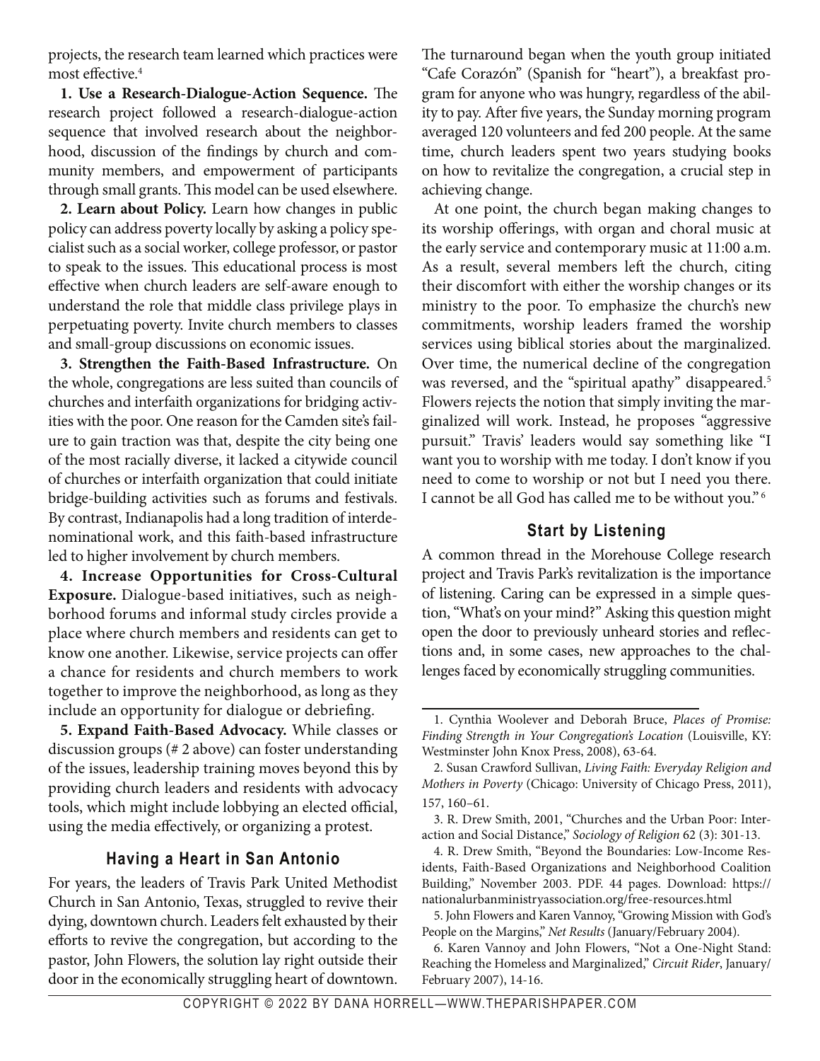projects, the research team learned which practices were most effective.[4]

**1. Use a Research-Dialogue-Action Sequence.** The research project followed a research-dialogue-action sequence that involved research about the neighborhood, discussion of the findings by church and community members, and empowerment of participants through small grants. This model can be used elsewhere.

**2. Learn about Policy.** Learn how changes in public policy can address poverty locally by asking a policy specialist such as a social worker, college professor, or pastor to speak to the issues. This educational process is most effective when church leaders are self-aware enough to understand the role that middle class privilege plays in perpetuating poverty. Invite church members to classes and small-group discussions on economic issues.

**3. Strengthen the Faith-Based Infrastructure.** On the whole, congregations are less suited than councils of churches and interfaith organizations for bridging activities with the poor. One reason for the Camden site's failure to gain traction was that, despite the city being one of the most racially diverse, it lacked a citywide council of churches or interfaith organization that could initiate bridge-building activities such as forums and festivals. By contrast, Indianapolis had a long tradition of interdenominational work, and this faith-based infrastructure led to higher involvement by church members.

**4. Increase Opportunities for Cross-Cultural Exposure.** Dialogue-based initiatives, such as neighborhood forums and informal study circles provide a place where church members and residents can get to know one another. Likewise, service projects can offer a chance for residents and church members to work together to improve the neighborhood, as long as they include an opportunity for dialogue or debriefing.

**5. Expand Faith-Based Advocacy.** While classes or discussion groups (# 2 above) can foster understanding of the issues, leadership training moves beyond this by providing church leaders and residents with advocacy tools, which might include lobbying an elected official, using the media effectively, or organizing a protest.

## Having a Heart in San Antonio

For years, the leaders of Travis Park United Methodist Church in San Antonio, Texas, struggled to revive their dying, downtown church. Leaders felt exhausted by their efforts to revive the congregation, but according to the pastor, John Flowers, the solution lay right outside their door in the economically struggling heart of downtown.

The turnaround began when the youth group initiated "Cafe Corazón" (Spanish for "heart"), a breakfast program for anyone who was hungry, regardless of the ability to pay. After five years, the Sunday morning program averaged 120 volunteers and fed 200 people. At the same time, church leaders spent two years studying books on how to revitalize the congregation, a crucial step in achieving change.

At one point, the church began making changes to its worship offerings, with organ and choral music at the early service and contemporary music at 11:00 a.m. As a result, several members left the church, citing their discomfort with either the worship changes or its ministry to the poor. To emphasize the church's new commitments, worship leaders framed the worship services using biblical stories about the marginalized. Over time, the numerical decline of the congregation was reversed, and the "spiritual apathy" disappeared.[5] Flowers rejects the notion that simply inviting the marginalized will work. Instead, he proposes "aggressive pursuit." Travis' leaders would say something like "I want you to worship with me today. I don't know if you need to come to worship or not but I need you there. I cannot be all God has called me to be without you."[6]

## Start by Listening

A common thread in the Morehouse College research project and Travis Park's revitalization is the importance of listening. Caring can be expressed in a simple question, "What's on your mind?" Asking this question might open the door to previously unheard stories and reflections and, in some cases, new approaches to the challenges faced by economically struggling communities.

---

1. Cynthia Woolever and Deborah Bruce, *Places of Promise: Finding Strength in Your Congregation's Location* (Louisville, KY: Westminster John Knox Press, 2008), 63-64.

2. Susan Crawford Sullivan, *Living Faith: Everyday Religion and Mothers in Poverty* (Chicago: University of Chicago Press, 2011), 157, 160–61.

3. R. Drew Smith, 2001, "Churches and the Urban Poor: Interaction and Social Distance," *Sociology of Religion* 62 (3): 301-13.

4. R. Drew Smith, "Beyond the Boundaries: Low-Income Residents, Faith-Based Organizations and Neighborhood Coalition Building," November 2003. PDF. 44 pages. Download: https://nationalurbanministryassociation.org/free-resources.html

5. John Flowers and Karen Vannoy, "Growing Mission with God's People on the Margins," *Net Results* (January/February 2004).

6. Karen Vannoy and John Flowers, "Not a One-Night Stand: Reaching the Homeless and Marginalized," *Circuit Rider*, January/February 2007), 14-16.

COPYRIGHT © 2022 BY DANA HORRELL—WWW.THEPARISHPAPER.COM